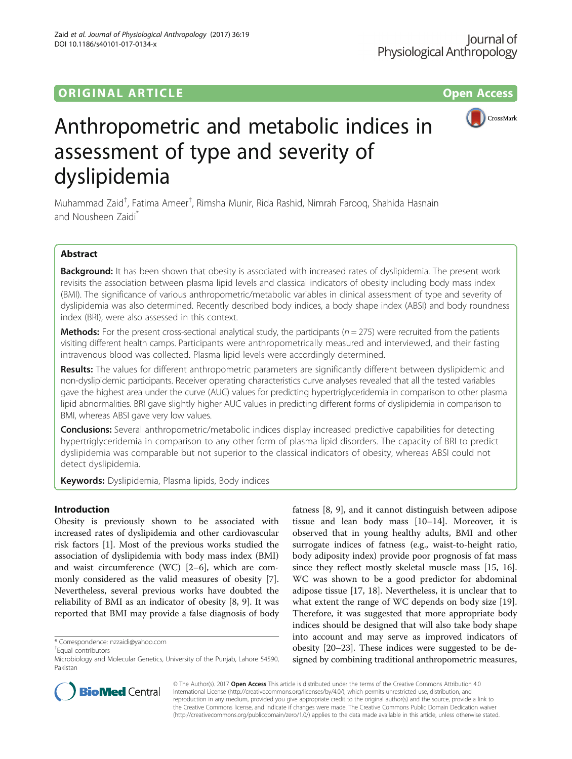ORIGINAL ARTICLE Open Access

# Anthropometric and metabolic indices in assessment of type and severity of dyslipidemia

Muhammad Zaid[†], Fatima Ameer[†], Rimsha Munir, Rida Rashid, Nimrah Farooq, Shahida Hasnain and Nousheen Zaidi[*]

## Abstract

**Background:** It has been shown that obesity is associated with increased rates of dyslipidemia. The present work revisits the association between plasma lipid levels and classical indicators of obesity including body mass index (BMI). The significance of various anthropometric/metabolic variables in clinical assessment of type and severity of dyslipidemia was also determined. Recently described body indices, a body shape index (ABSI) and body roundness index (BRI), were also assessed in this context.

**Methods:** For the present cross-sectional analytical study, the participants ($n = 275$) were recruited from the patients visiting different health camps. Participants were anthropometrically measured and interviewed, and their fasting intravenous blood was collected. Plasma lipid levels were accordingly determined.

**Results:** The values for different anthropometric parameters are significantly different between dyslipidemic and non-dyslipidemic participants. Receiver operating characteristics curve analyses revealed that all the tested variables gave the highest area under the curve (AUC) values for predicting hypertriglyceridemia in comparison to other plasma lipid abnormalities. BRI gave slightly higher AUC values in predicting different forms of dyslipidemia in comparison to BMI, whereas ABSI gave very low values.

**Conclusions:** Several anthropometric/metabolic indices display increased predictive capabilities for detecting hypertriglyceridemia in comparison to any other form of plasma lipid disorders. The capacity of BRI to predict dyslipidemia was comparable but not superior to the classical indicators of obesity, whereas ABSI could not detect dyslipidemia.

**Keywords:** Dyslipidemia, Plasma lipids, Body indices

## Introduction

Obesity is previously shown to be associated with increased rates of dyslipidemia and other cardiovascular risk factors [1]. Most of the previous works studied the association of dyslipidemia with body mass index (BMI) and waist circumference (WC) [2–6], which are commonly considered as the valid measures of obesity [7]. Nevertheless, several previous works have doubted the reliability of BMI as an indicator of obesity [8, 9]. It was reported that BMI may provide a false diagnosis of body fatness [8, 9], and it cannot distinguish between adipose tissue and lean body mass [10–14]. Moreover, it is observed that in young healthy adults, BMI and other surrogate indices of fatness (e.g., waist-to-height ratio, body adiposity index) provide poor prognosis of fat mass since they reflect mostly skeletal muscle mass [15, 16]. WC was shown to be a good predictor for abdominal adipose tissue [17, 18]. Nevertheless, it is unclear that to what extent the range of WC depends on body size [19]. Therefore, it was suggested that more appropriate body indices should be designed that will also take body shape into account and may serve as improved indicators of obesity [20–23]. These indices were suggested to be designed by combining traditional anthropometric measures,

[*] Correspondence: nzzaidi@yahoo.com
[†]Equal contributors
Microbiology and Molecular Genetics, University of the Punjab, Lahore 54590, Pakistan

© The Author(s). 2017 **Open Access** This article is distributed under the terms of the Creative Commons Attribution 4.0 International License (http://creativecommons.org/licenses/by/4.0/), which permits unrestricted use, distribution, and reproduction in any medium, provided you give appropriate credit to the original author(s) and the source, provide a link to the Creative Commons license, and indicate if changes were made. The Creative Commons Public Domain Dedication waiver (http://creativecommons.org/publicdomain/zero/1.0/) applies to the data made available in this article, unless otherwise stated.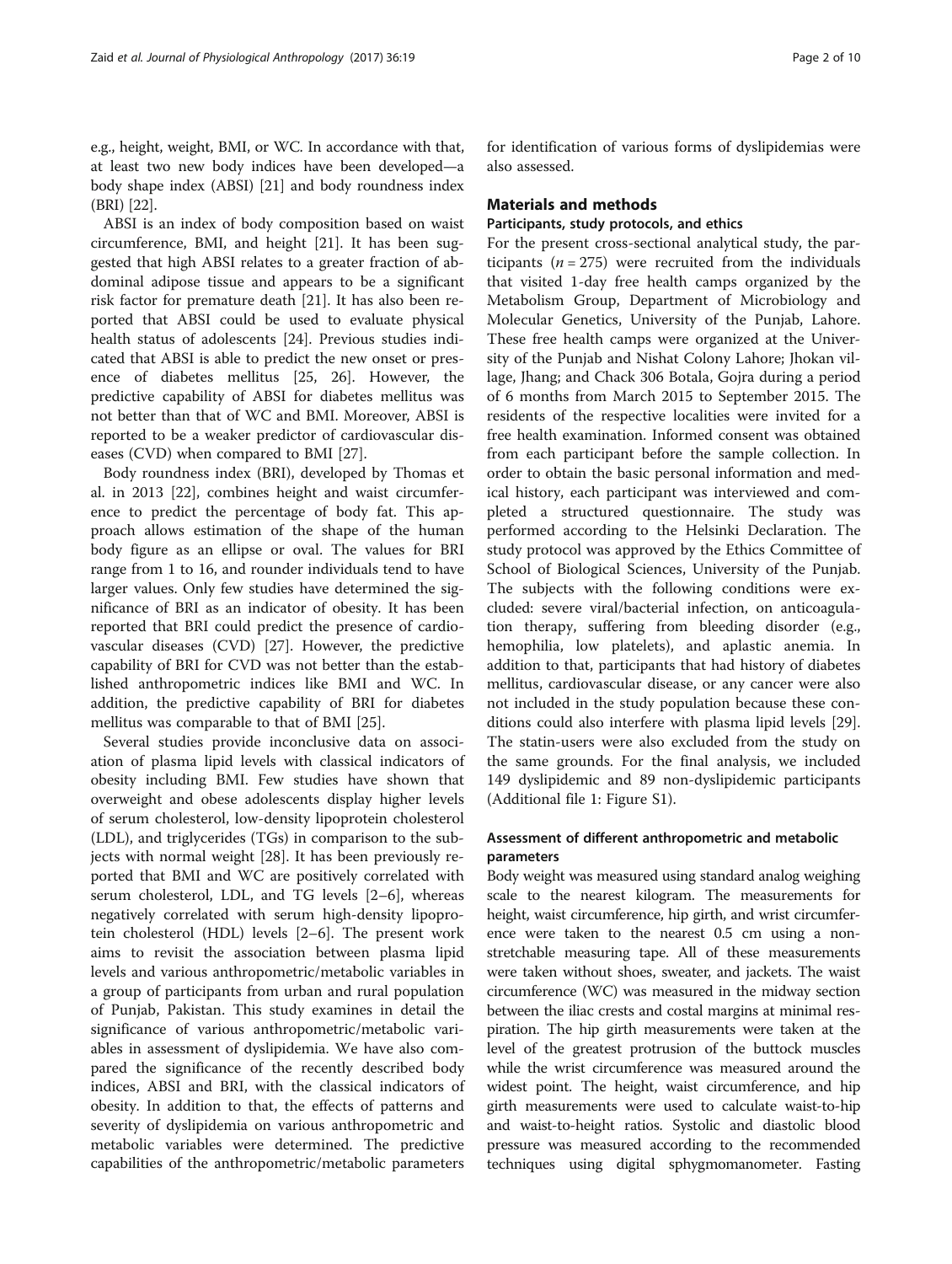e.g., height, weight, BMI, or WC. In accordance with that, at least two new body indices have been developed—a body shape index (ABSI) [21] and body roundness index (BRI) [22].

ABSI is an index of body composition based on waist circumference, BMI, and height [21]. It has been suggested that high ABSI relates to a greater fraction of abdominal adipose tissue and appears to be a significant risk factor for premature death [21]. It has also been reported that ABSI could be used to evaluate physical health status of adolescents [24]. Previous studies indicated that ABSI is able to predict the new onset or presence of diabetes mellitus [25, 26]. However, the predictive capability of ABSI for diabetes mellitus was not better than that of WC and BMI. Moreover, ABSI is reported to be a weaker predictor of cardiovascular diseases (CVD) when compared to BMI [27].

Body roundness index (BRI), developed by Thomas et al. in 2013 [22], combines height and waist circumference to predict the percentage of body fat. This approach allows estimation of the shape of the human body figure as an ellipse or oval. The values for BRI range from 1 to 16, and rounder individuals tend to have larger values. Only few studies have determined the significance of BRI as an indicator of obesity. It has been reported that BRI could predict the presence of cardiovascular diseases (CVD) [27]. However, the predictive capability of BRI for CVD was not better than the established anthropometric indices like BMI and WC. In addition, the predictive capability of BRI for diabetes mellitus was comparable to that of BMI [25].

Several studies provide inconclusive data on association of plasma lipid levels with classical indicators of obesity including BMI. Few studies have shown that overweight and obese adolescents display higher levels of serum cholesterol, low-density lipoprotein cholesterol (LDL), and triglycerides (TGs) in comparison to the subjects with normal weight [28]. It has been previously reported that BMI and WC are positively correlated with serum cholesterol, LDL, and TG levels [2–6], whereas negatively correlated with serum high-density lipoprotein cholesterol (HDL) levels [2–6]. The present work aims to revisit the association between plasma lipid levels and various anthropometric/metabolic variables in a group of participants from urban and rural population of Punjab, Pakistan. This study examines in detail the significance of various anthropometric/metabolic variables in assessment of dyslipidemia. We have also compared the significance of the recently described body indices, ABSI and BRI, with the classical indicators of obesity. In addition to that, the effects of patterns and severity of dyslipidemia on various anthropometric and metabolic variables were determined. The predictive capabilities of the anthropometric/metabolic parameters for identification of various forms of dyslipidemias were also assessed.

## Materials and methods

### Participants, study protocols, and ethics

For the present cross-sectional analytical study, the participants ($n = 275$) were recruited from the individuals that visited 1-day free health camps organized by the Metabolism Group, Department of Microbiology and Molecular Genetics, University of the Punjab, Lahore. These free health camps were organized at the University of the Punjab and Nishat Colony Lahore; Jhokan village, Jhang; and Chack 306 Botala, Gojra during a period of 6 months from March 2015 to September 2015. The residents of the respective localities were invited for a free health examination. Informed consent was obtained from each participant before the sample collection. In order to obtain the basic personal information and medical history, each participant was interviewed and completed a structured questionnaire. The study was performed according to the Helsinki Declaration. The study protocol was approved by the Ethics Committee of School of Biological Sciences, University of the Punjab. The subjects with the following conditions were excluded: severe viral/bacterial infection, on anticoagulation therapy, suffering from bleeding disorder (e.g., hemophilia, low platelets), and aplastic anemia. In addition to that, participants that had history of diabetes mellitus, cardiovascular disease, or any cancer were also not included in the study population because these conditions could also interfere with plasma lipid levels [29]. The statin-users were also excluded from the study on the same grounds. For the final analysis, we included 149 dyslipidemic and 89 non-dyslipidemic participants (Additional file 1: Figure S1).

### Assessment of different anthropometric and metabolic parameters

Body weight was measured using standard analog weighing scale to the nearest kilogram. The measurements for height, waist circumference, hip girth, and wrist circumference were taken to the nearest 0.5 cm using a non-stretchable measuring tape. All of these measurements were taken without shoes, sweater, and jackets. The waist circumference (WC) was measured in the midway section between the iliac crests and costal margins at minimal respiration. The hip girth measurements were taken at the level of the greatest protrusion of the buttock muscles while the wrist circumference was measured around the widest point. The height, waist circumference, and hip girth measurements were used to calculate waist-to-hip and waist-to-height ratios. Systolic and diastolic blood pressure was measured according to the recommended techniques using digital sphygmomanometer. Fasting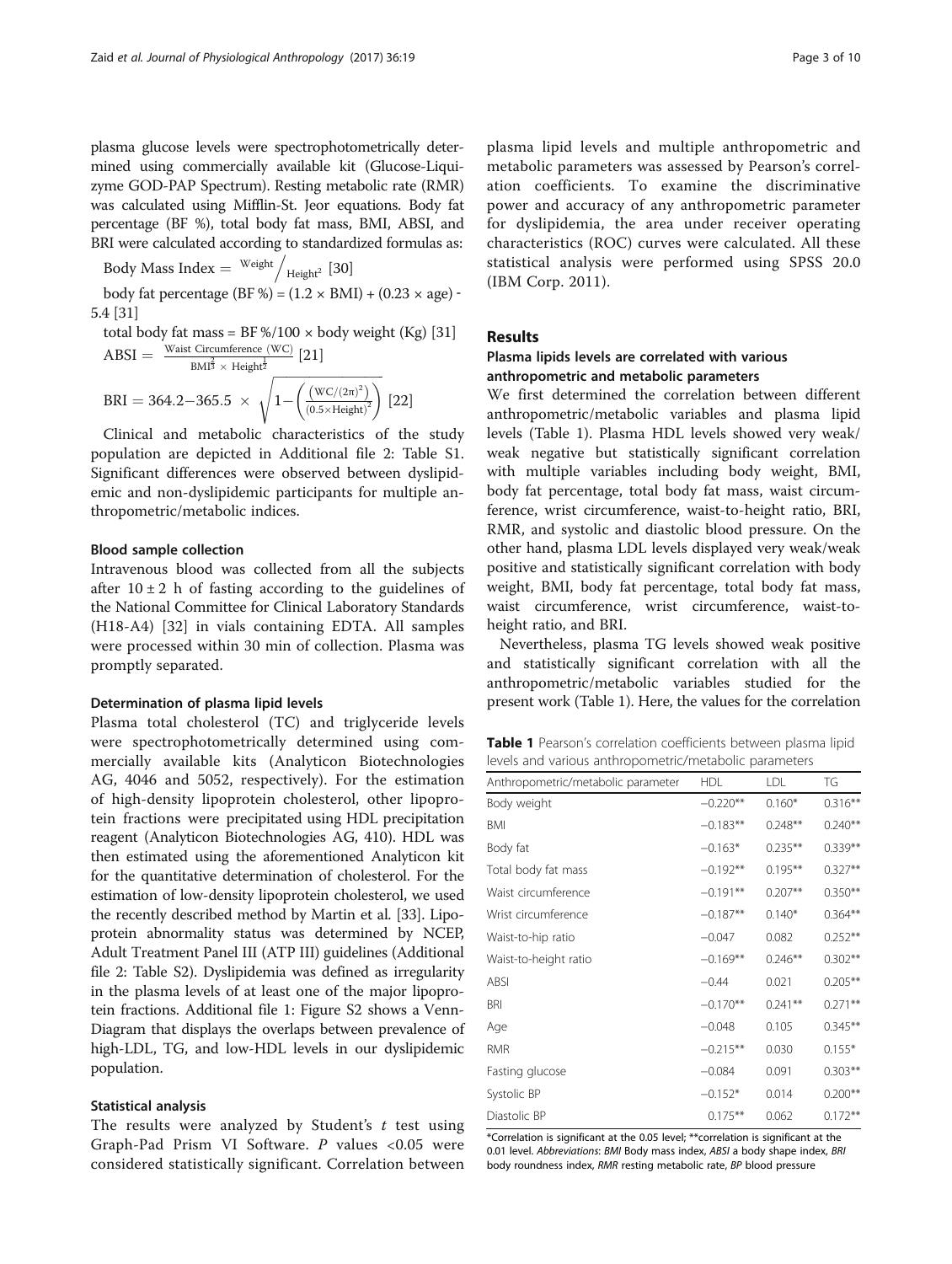plasma glucose levels were spectrophotometrically determined using commercially available kit (Glucose-Liquizyme GOD-PAP Spectrum). Resting metabolic rate (RMR) was calculated using Mifflin-St. Jeor equations. Body fat percentage (BF %), total body fat mass, BMI, ABSI, and BRI were calculated according to standardized formulas as:

$$\text{Body Mass Index} = \text{Weight} \Big/ \text{Height}^2 \ [30]$$

body fat percentage (BF %) = (1.2 × BMI) + (0.23 × age) - 5.4 [31]

total body fat mass = BF %/100 × body weight (Kg) [31]

$$\text{ABSI} = \frac{\text{Waist Circumference (WC)}}{\text{BMI}^{\frac{2}{3}} \times \text{Height}^{\frac{1}{2}}} \ [21]$$

$$\text{BRI} = 364.2 - 365.5 \times \sqrt{1 - \left(\frac{\left(\text{WC}/(2\pi)^2\right)}{(0.5 \times \text{Height})^2}\right)} \ [22]$$

Clinical and metabolic characteristics of the study population are depicted in Additional file 2: Table S1. Significant differences were observed between dyslipidemic and non-dyslipidemic participants for multiple anthropometric/metabolic indices.

### Blood sample collection

Intravenous blood was collected from all the subjects after 10 ± 2 h of fasting according to the guidelines of the National Committee for Clinical Laboratory Standards (H18-A4) [32] in vials containing EDTA. All samples were processed within 30 min of collection. Plasma was promptly separated.

### Determination of plasma lipid levels

Plasma total cholesterol (TC) and triglyceride levels were spectrophotometrically determined using commercially available kits (Analyticon Biotechnologies AG, 4046 and 5052, respectively). For the estimation of high-density lipoprotein cholesterol, other lipoprotein fractions were precipitated using HDL precipitation reagent (Analyticon Biotechnologies AG, 410). HDL was then estimated using the aforementioned Analyticon kit for the quantitative determination of cholesterol. For the estimation of low-density lipoprotein cholesterol, we used the recently described method by Martin et al. [33]. Lipoprotein abnormality status was determined by NCEP, Adult Treatment Panel III (ATP III) guidelines (Additional file 2: Table S2). Dyslipidemia was defined as irregularity in the plasma levels of at least one of the major lipoprotein fractions. Additional file 1: Figure S2 shows a Venn-Diagram that displays the overlaps between prevalence of high-LDL, TG, and low-HDL levels in our dyslipidemic population.

### Statistical analysis

The results were analyzed by Student's *t* test using Graph-Pad Prism VI Software. *P* values <0.05 were considered statistically significant. Correlation between plasma lipid levels and multiple anthropometric and metabolic parameters was assessed by Pearson's correlation coefficients. To examine the discriminative power and accuracy of any anthropometric parameter for dyslipidemia, the area under receiver operating characteristics (ROC) curves were calculated. All these statistical analysis were performed using SPSS 20.0 (IBM Corp. 2011).

## Results

### Plasma lipids levels are correlated with various anthropometric and metabolic parameters

We first determined the correlation between different anthropometric/metabolic variables and plasma lipid levels (Table 1). Plasma HDL levels showed very weak/weak negative but statistically significant correlation with multiple variables including body weight, BMI, body fat percentage, total body fat mass, waist circumference, wrist circumference, waist-to-height ratio, BRI, RMR, and systolic and diastolic blood pressure. On the other hand, plasma LDL levels displayed very weak/weak positive and statistically significant correlation with body weight, BMI, body fat percentage, total body fat mass, waist circumference, wrist circumference, waist-to-height ratio, and BRI.

Nevertheless, plasma TG levels showed weak positive and statistically significant correlation with all the anthropometric/metabolic variables studied for the present work (Table 1). Here, the values for the correlation

**Table 1** Pearson's correlation coefficients between plasma lipid levels and various anthropometric/metabolic parameters

| Anthropometric/metabolic parameter | HDL | LDL | TG |
|---|---|---|---|
| Body weight | −0.220** | 0.160* | 0.316** |
| BMI | −0.183** | 0.248** | 0.240** |
| Body fat | −0.163* | 0.235** | 0.339** |
| Total body fat mass | −0.192** | 0.195** | 0.327** |
| Waist circumference | −0.191** | 0.207** | 0.350** |
| Wrist circumference | −0.187** | 0.140* | 0.364** |
| Waist-to-hip ratio | −0.047 | 0.082 | 0.252** |
| Waist-to-height ratio | −0.169** | 0.246** | 0.302** |
| ABSI | −0.44 | 0.021 | 0.205** |
| BRI | −0.170** | 0.241** | 0.271** |
| Age | −0.048 | 0.105 | 0.345** |
| RMR | −0.215** | 0.030 | 0.155* |
| Fasting glucose | −0.084 | 0.091 | 0.303** |
| Systolic BP | −0.152* | 0.014 | 0.200** |
| Diastolic BP | 0.175** | 0.062 | 0.172** |

*Correlation is significant at the 0.05 level; **correlation is significant at the 0.01 level. Abbreviations: *BMI* Body mass index, *ABSI* a body shape index, *BRI* body roundness index, *RMR* resting metabolic rate, *BP* blood pressure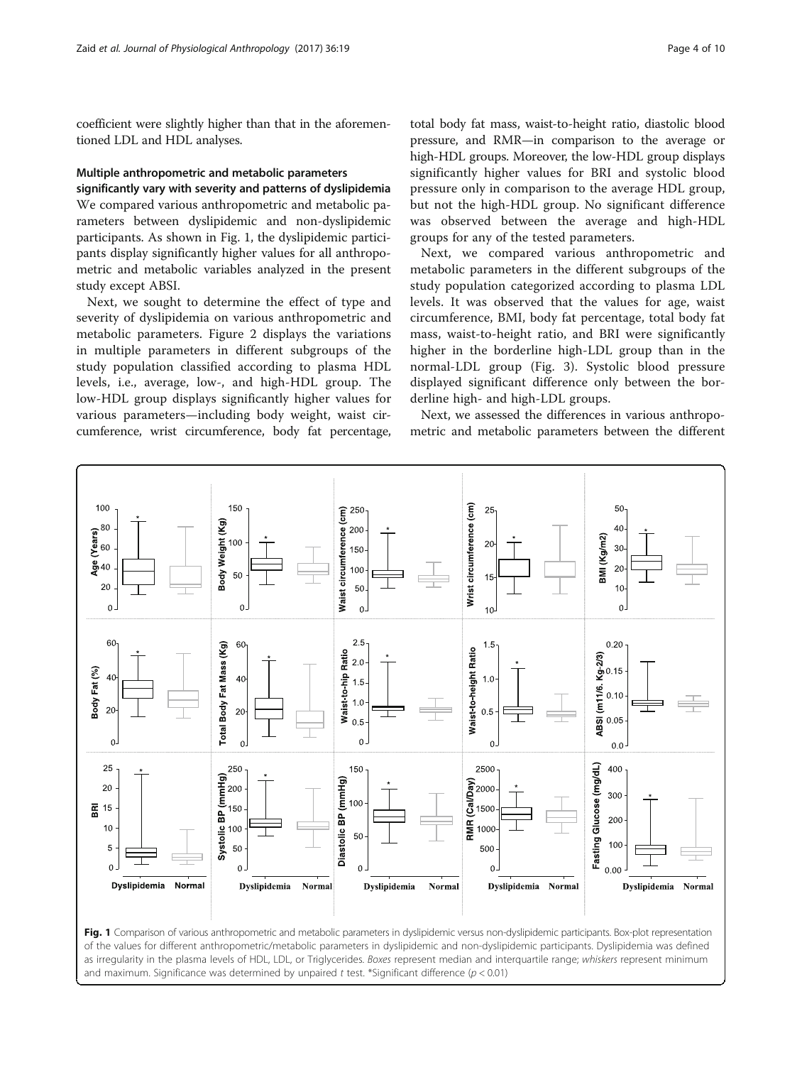coefficient were slightly higher than that in the aforementioned LDL and HDL analyses.

### Multiple anthropometric and metabolic parameters significantly vary with severity and patterns of dyslipidemia

We compared various anthropometric and metabolic parameters between dyslipidemic and non-dyslipidemic participants. As shown in Fig. 1, the dyslipidemic participants display significantly higher values for all anthropometric and metabolic variables analyzed in the present study except ABSI.

Next, we sought to determine the effect of type and severity of dyslipidemia on various anthropometric and metabolic parameters. Figure 2 displays the variations in multiple parameters in different subgroups of the study population classified according to plasma HDL levels, i.e., average, low-, and high-HDL group. The low-HDL group displays significantly higher values for various parameters—including body weight, waist circumference, wrist circumference, body fat percentage, total body fat mass, waist-to-height ratio, diastolic blood pressure, and RMR—in comparison to the average or high-HDL groups. Moreover, the low-HDL group displays significantly higher values for BRI and systolic blood pressure only in comparison to the average HDL group, but not the high-HDL group. No significant difference was observed between the average and high-HDL groups for any of the tested parameters.

Next, we compared various anthropometric and metabolic parameters in the different subgroups of the study population categorized according to plasma LDL levels. It was observed that the values for age, waist circumference, BMI, body fat percentage, total body fat mass, waist-to-height ratio, and BRI were significantly higher in the borderline high-LDL group than in the normal-LDL group (Fig. 3). Systolic blood pressure displayed significant difference only between the borderline high- and high-LDL groups.

Next, we assessed the differences in various anthropometric and metabolic parameters between the different

**Fig. 1** Comparison of various anthropometric and metabolic parameters in dyslipidemic versus non-dyslipidemic participants. Box-plot representation of the values for different anthropometric/metabolic parameters in dyslipidemic and non-dyslipidemic participants. Dyslipidemia was defined as irregularity in the plasma levels of HDL, LDL, or Triglycerides. *Boxes* represent median and interquartile range; *whiskers* represent minimum and maximum. Significance was determined by unpaired *t* test. *Significant difference ($p < 0.01$)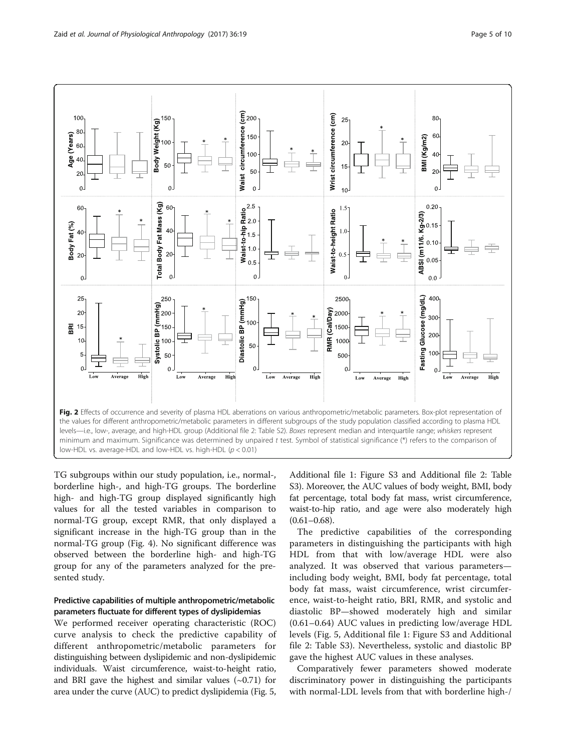**Fig. 2** Effects of occurrence and severity of plasma HDL aberrations on various anthropometric/metabolic parameters. Box-plot representation of the values for different anthropometric/metabolic parameters in different subgroups of the study population classified according to plasma HDL levels—i.e., low-, average, and high-HDL group (Additional file 2: Table S2). *Boxes* represent median and interquartile range; *whiskers* represent minimum and maximum. Significance was determined by unpaired *t* test. Symbol of statistical significance (*) refers to the comparison of low-HDL vs. average-HDL and low-HDL vs. high-HDL ($p < 0.01$)

TG subgroups within our study population, i.e., normal-, borderline high-, and high-TG groups. The borderline high- and high-TG group displayed significantly high values for all the tested variables in comparison to normal-TG group, except RMR, that only displayed a significant increase in the high-TG group than in the normal-TG group (Fig. 4). No significant difference was observed between the borderline high- and high-TG group for any of the parameters analyzed for the presented study.

### Predictive capabilities of multiple anthropometric/metabolic parameters fluctuate for different types of dyslipidemias

We performed receiver operating characteristic (ROC) curve analysis to check the predictive capability of different anthropometric/metabolic parameters for distinguishing between dyslipidemic and non-dyslipidemic individuals. Waist circumference, waist-to-height ratio, and BRI gave the highest and similar values (~0.71) for area under the curve (AUC) to predict dyslipidemia (Fig. 5, Additional file 1: Figure S3 and Additional file 2: Table S3). Moreover, the AUC values of body weight, BMI, body fat percentage, total body fat mass, wrist circumference, waist-to-hip ratio, and age were also moderately high (0.61–0.68).

The predictive capabilities of the corresponding parameters in distinguishing the participants with high HDL from that with low/average HDL were also analyzed. It was observed that various parameters—including body weight, BMI, body fat percentage, total body fat mass, waist circumference, wrist circumference, waist-to-height ratio, BRI, RMR, and systolic and diastolic BP—showed moderately high and similar (0.61–0.64) AUC values in predicting low/average HDL levels (Fig. 5, Additional file 1: Figure S3 and Additional file 2: Table S3). Nevertheless, systolic and diastolic BP gave the highest AUC values in these analyses.

Comparatively fewer parameters showed moderate discriminatory power in distinguishing the participants with normal-LDL levels from that with borderline high-/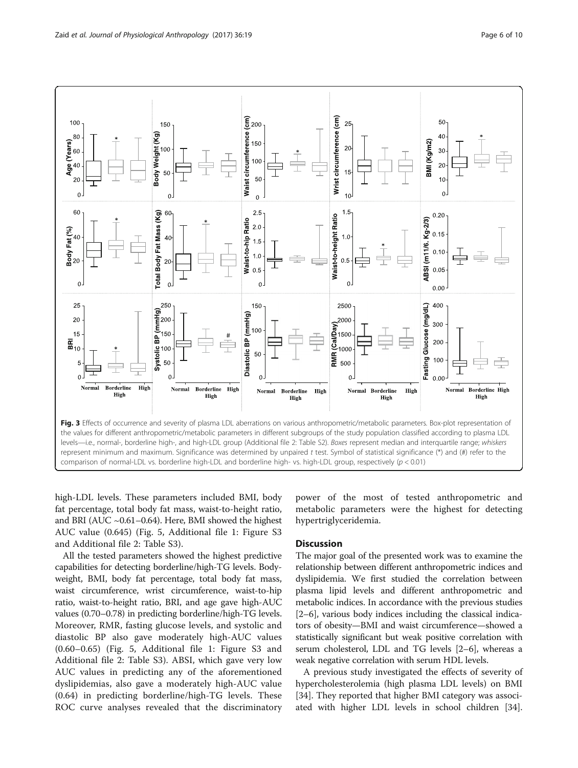Fig. 3 Effects of occurrence and severity of plasma LDL aberrations on various anthropometric/metabolic parameters. Box-plot representation of the values for different anthropometric/metabolic parameters in different subgroups of the study population classified according to plasma LDL levels—i.e., normal-, borderline high-, and high-LDL group (Additional file 2: Table S2). *Boxes* represent median and interquartile range; *whiskers* represent minimum and maximum. Significance was determined by unpaired *t* test. Symbol of statistical significance (*) and (#) refer to the comparison of normal-LDL vs. borderline high-LDL and borderline high- vs. high-LDL group, respectively ($p < 0.01$)

high-LDL levels. These parameters included BMI, body fat percentage, total body fat mass, waist-to-height ratio, and BRI (AUC ~0.61–0.64). Here, BMI showed the highest AUC value (0.645) (Fig. 5, Additional file 1: Figure S3 and Additional file 2: Table S3).

All the tested parameters showed the highest predictive capabilities for detecting borderline/high-TG levels. Body-weight, BMI, body fat percentage, total body fat mass, waist circumference, wrist circumference, waist-to-hip ratio, waist-to-height ratio, BRI, and age gave high-AUC values (0.70–0.78) in predicting borderline/high-TG levels. Moreover, RMR, fasting glucose levels, and systolic and diastolic BP also gave moderately high-AUC values (0.60–0.65) (Fig. 5, Additional file 1: Figure S3 and Additional file 2: Table S3). ABSI, which gave very low AUC values in predicting any of the aforementioned dyslipidemias, also gave a moderately high-AUC value (0.64) in predicting borderline/high-TG levels. These ROC curve analyses revealed that the discriminatory power of the most of tested anthropometric and metabolic parameters were the highest for detecting hypertriglyceridemia.

## Discussion

The major goal of the presented work was to examine the relationship between different anthropometric indices and dyslipidemia. We first studied the correlation between plasma lipid levels and different anthropometric and metabolic indices. In accordance with the previous studies [2–6], various body indices including the classical indicators of obesity—BMI and waist circumference—showed a statistically significant but weak positive correlation with serum cholesterol, LDL and TG levels [2–6], whereas a weak negative correlation with serum HDL levels.

A previous study investigated the effects of severity of hypercholesterolemia (high plasma LDL levels) on BMI [34]. They reported that higher BMI category was associated with higher LDL levels in school children [34].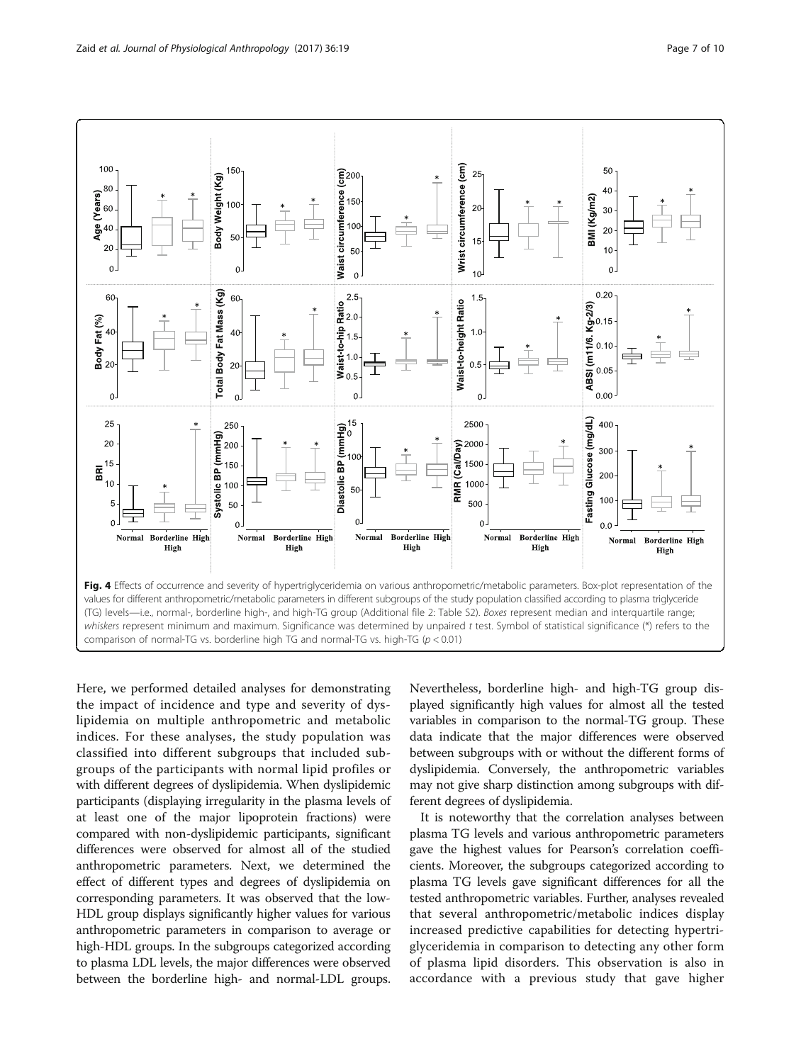Fig. 4 Effects of occurrence and severity of hypertriglyceridemia on various anthropometric/metabolic parameters. Box-plot representation of the values for different anthropometric/metabolic parameters in different subgroups of the study population classified according to plasma triglyceride (TG) levels—i.e., normal-, borderline high-, and high-TG group (Additional file 2: Table S2). *Boxes* represent median and interquartile range; *whiskers* represent minimum and maximum. Significance was determined by unpaired *t* test. Symbol of statistical significance (*) refers to the comparison of normal-TG vs. borderline high TG and normal-TG vs. high-TG ($p < 0.01$)

Here, we performed detailed analyses for demonstrating the impact of incidence and type and severity of dyslipidemia on multiple anthropometric and metabolic indices. For these analyses, the study population was classified into different subgroups that included subgroups of the participants with normal lipid profiles or with different degrees of dyslipidemia. When dyslipidemic participants (displaying irregularity in the plasma levels of at least one of the major lipoprotein fractions) were compared with non-dyslipidemic participants, significant differences were observed for almost all of the studied anthropometric parameters. Next, we determined the effect of different types and degrees of dyslipidemia on corresponding parameters. It was observed that the low-HDL group displays significantly higher values for various anthropometric parameters in comparison to average or high-HDL groups. In the subgroups categorized according to plasma LDL levels, the major differences were observed between the borderline high- and normal-LDL groups. Nevertheless, borderline high- and high-TG group displayed significantly high values for almost all the tested variables in comparison to the normal-TG group. These data indicate that the major differences were observed between subgroups with or without the different forms of dyslipidemia. Conversely, the anthropometric variables may not give sharp distinction among subgroups with different degrees of dyslipidemia.

It is noteworthy that the correlation analyses between plasma TG levels and various anthropometric parameters gave the highest values for Pearson's correlation coefficients. Moreover, the subgroups categorized according to plasma TG levels gave significant differences for all the tested anthropometric variables. Further, analyses revealed that several anthropometric/metabolic indices display increased predictive capabilities for detecting hypertriglyceridemia in comparison to detecting any other form of plasma lipid disorders. This observation is also in accordance with a previous study that gave higher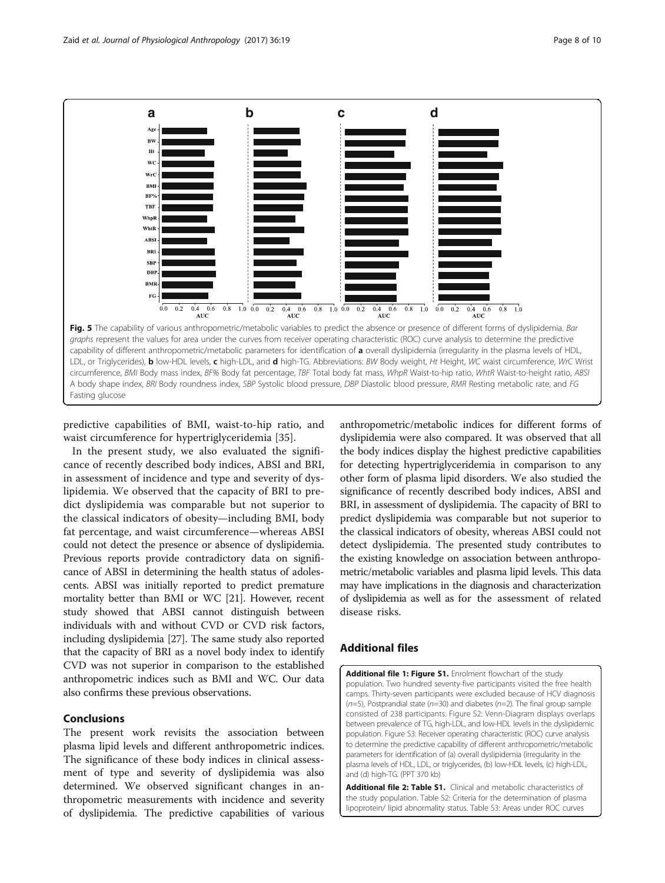**Fig. 5** The capability of various anthropometric/metabolic variables to predict the absence or presence of different forms of dyslipidemia. *Bar graphs* represent the values for area under the curves from receiver operating characteristic (ROC) curve analysis to determine the predictive capability of different anthropometric/metabolic parameters for identification of **a** overall dyslipidemia (irregularity in the plasma levels of HDL, LDL, or Triglycerides), **b** low-HDL levels, **c** high-LDL, and **d** high-TG. Abbreviations: *BW* Body weight, *Ht* Height, *WC* waist circumference, *WrC* Wrist circumference, *BMI* Body mass index, *BF%* Body fat percentage, *TBF* Total body fat mass, *WhpR* Waist-to-hip ratio, *WhtR* Waist-to-height ratio, *ABSI* A body shape index, *BRI* Body roundness index, *SBP* Systolic blood pressure, *DBP* Diastolic blood pressure, *RMR* Resting metabolic rate, and *FG* Fasting glucose

predictive capabilities of BMI, waist-to-hip ratio, and waist circumference for hypertriglyceridemia [35].

In the present study, we also evaluated the significance of recently described body indices, ABSI and BRI, in assessment of incidence and type and severity of dyslipidemia. We observed that the capacity of BRI to predict dyslipidemia was comparable but not superior to the classical indicators of obesity—including BMI, body fat percentage, and waist circumference—whereas ABSI could not detect the presence or absence of dyslipidemia. Previous reports provide contradictory data on significance of ABSI in determining the health status of adolescents. ABSI was initially reported to predict premature mortality better than BMI or WC [21]. However, recent study showed that ABSI cannot distinguish between individuals with and without CVD or CVD risk factors, including dyslipidemia [27]. The same study also reported that the capacity of BRI as a novel body index to identify CVD was not superior in comparison to the established anthropometric indices such as BMI and WC. Our data also confirms these previous observations.

## Conclusions

The present work revisits the association between plasma lipid levels and different anthropometric indices. The significance of these body indices in clinical assessment of type and severity of dyslipidemia was also determined. We observed significant changes in anthropometric measurements with incidence and severity of dyslipidemia. The predictive capabilities of various anthropometric/metabolic indices for different forms of dyslipidemia were also compared. It was observed that all the body indices display the highest predictive capabilities for detecting hypertriglyceridemia in comparison to any other form of plasma lipid disorders. We also studied the significance of recently described body indices, ABSI and BRI, in assessment of dyslipidemia. The capacity of BRI to predict dyslipidemia was comparable but not superior to the classical indicators of obesity, whereas ABSI could not detect dyslipidemia. The presented study contributes to the existing knowledge on association between anthropometric/metabolic variables and plasma lipid levels. This data may have implications in the diagnosis and characterization of dyslipidemia as well as for the assessment of related disease risks.

## Additional files

**Additional file 1: Figure S1.** Enrolment flowchart of the study population. Two hundred seventy-five participants visited the free health camps. Thirty-seven participants were excluded because of HCV diagnosis ($n$=5), Postprandial state ($n$=30) and diabetes ($n$=2). The final group sample consisted of 238 participants. Figure S2: Venn-Diagram displays overlaps between prevalence of TG, high-LDL, and low-HDL levels in the dyslipidemic population. Figure S3: Receiver operating characteristic (ROC) curve analysis to determine the predictive capability of different anthropometric/metabolic parameters for identification of (a) overall dyslipidemia (irregularity in the plasma levels of HDL, LDL, or triglycerides, (b) low-HDL levels, (c) high-LDL, and (d) high-TG. (PPT 370 kb)

**Additional file 2: Table S1.** Clinical and metabolic characteristics of the study population. Table S2: Criteria for the determination of plasma lipoprotein/ lipid abnormality status. Table S3: Areas under ROC curves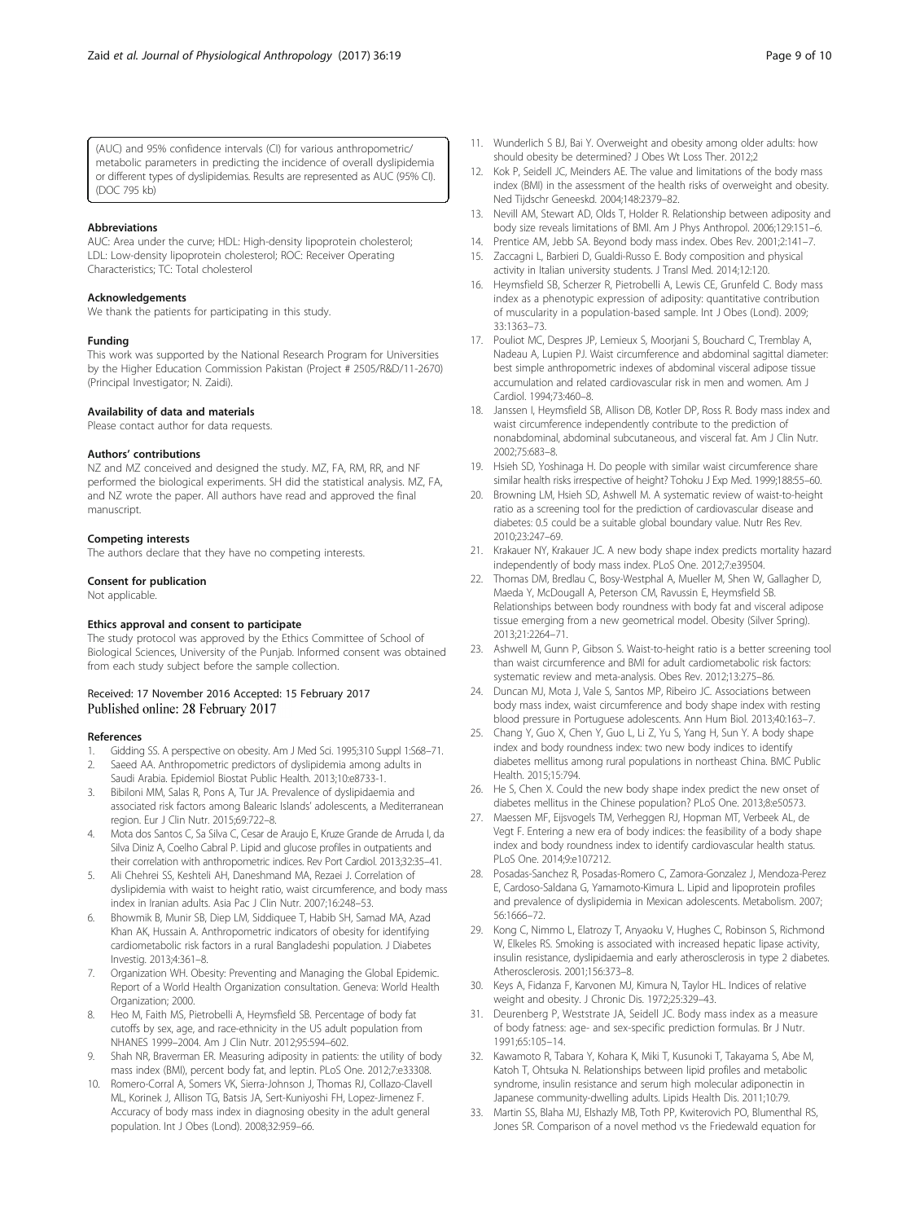(AUC) and 95% confidence intervals (CI) for various anthropometric/metabolic parameters in predicting the incidence of overall dyslipidemia or different types of dyslipidemias. Results are represented as AUC (95% CI). (DOC 795 kb)

### Abbreviations

AUC: Area under the curve; HDL: High-density lipoprotein cholesterol; LDL: Low-density lipoprotein cholesterol; ROC: Receiver Operating Characteristics; TC: Total cholesterol

### Acknowledgements

We thank the patients for participating in this study.

### Funding

This work was supported by the National Research Program for Universities by the Higher Education Commission Pakistan (Project # 2505/R&D/11-2670) (Principal Investigator; N. Zaidi).

### Availability of data and materials

Please contact author for data requests.

### Authors' contributions

NZ and MZ conceived and designed the study. MZ, FA, RM, RR, and NF performed the biological experiments. SH did the statistical analysis. MZ, FA, and NZ wrote the paper. All authors have read and approved the final manuscript.

### Competing interests

The authors declare that they have no competing interests.

### Consent for publication

Not applicable.

### Ethics approval and consent to participate

The study protocol was approved by the Ethics Committee of School of Biological Sciences, University of the Punjab. Informed consent was obtained from each study subject before the sample collection.

Received: 17 November 2016 Accepted: 15 February 2017
Published online: 28 February 2017

### References

1. Gidding SS. A perspective on obesity. Am J Med Sci. 1995;310 Suppl 1:S68–71.
2. Saeed AA. Anthropometric predictors of dyslipidemia among adults in Saudi Arabia. Epidemiol Biostat Public Health. 2013;10:e8733-1.
3. Bibiloni MM, Salas R, Pons A, Tur JA. Prevalence of dyslipidaemia and associated risk factors among Balearic Islands' adolescents, a Mediterranean region. Eur J Clin Nutr. 2015;69:722–8.
4. Mota dos Santos C, Sa Silva C, Cesar de Araujo E, Kruze Grande de Arruda I, da Silva Diniz A, Coelho Cabral P. Lipid and glucose profiles in outpatients and their correlation with anthropometric indices. Rev Port Cardiol. 2013;32:35–41.
5. Ali Chehrei SS, Keshteli AH, Daneshmand MA, Rezaei J. Correlation of dyslipidemia with waist to height ratio, waist circumference, and body mass index in Iranian adults. Asia Pac J Clin Nutr. 2007;16:248–53.
6. Bhowmik B, Munir SB, Diep LM, Siddiquee T, Habib SH, Samad MA, Azad Khan AK, Hussain A. Anthropometric indicators of obesity for identifying cardiometabolic risk factors in a rural Bangladeshi population. J Diabetes Investig. 2013;4:361–8.
7. Organization WH. Obesity: Preventing and Managing the Global Epidemic. Report of a World Health Organization consultation. Geneva: World Health Organization; 2000.
8. Heo M, Faith MS, Pietrobelli A, Heymsfield SB. Percentage of body fat cutoffs by sex, age, and race-ethnicity in the US adult population from NHANES 1999–2004. Am J Clin Nutr. 2012;95:594–602.
9. Shah NR, Braverman ER. Measuring adiposity in patients: the utility of body mass index (BMI), percent body fat, and leptin. PLoS One. 2012;7:e33308.
10. Romero-Corral A, Somers VK, Sierra-Johnson J, Thomas RJ, Collazo-Clavell ML, Korinek J, Allison TG, Batsis JA, Sert-Kuniyoshi FH, Lopez-Jimenez F. Accuracy of body mass index in diagnosing obesity in the adult general population. Int J Obes (Lond). 2008;32:959–66.
11. Wunderlich S BJ, Bai Y. Overweight and obesity among older adults: how should obesity be determined? J Obes Wt Loss Ther. 2012;2
12. Kok P, Seidell JC, Meinders AE. The value and limitations of the body mass index (BMI) in the assessment of the health risks of overweight and obesity. Ned Tijdschr Geneeskd. 2004;148:2379–82.
13. Nevill AM, Stewart AD, Olds T, Holder R. Relationship between adiposity and body size reveals limitations of BMI. Am J Phys Anthropol. 2006;129:151–6.
14. Prentice AM, Jebb SA. Beyond body mass index. Obes Rev. 2001;2:141–7.
15. Zaccagni L, Barbieri D, Gualdi-Russo E. Body composition and physical activity in Italian university students. J Transl Med. 2014;12:120.
16. Heymsfield SB, Scherzer R, Pietrobelli A, Lewis CE, Grunfeld C. Body mass index as a phenotypic expression of adiposity: quantitative contribution of muscularity in a population-based sample. Int J Obes (Lond). 2009;33:1363–73.
17. Pouliot MC, Despres JP, Lemieux S, Moorjani S, Bouchard C, Tremblay A, Nadeau A, Lupien PJ. Waist circumference and abdominal sagittal diameter: best simple anthropometric indexes of abdominal visceral adipose tissue accumulation and related cardiovascular risk in men and women. Am J Cardiol. 1994;73:460–8.
18. Janssen I, Heymsfield SB, Allison DB, Kotler DP, Ross R. Body mass index and waist circumference independently contribute to the prediction of nonabdominal, abdominal subcutaneous, and visceral fat. Am J Clin Nutr. 2002;75:683–8.
19. Hsieh SD, Yoshinaga H. Do people with similar waist circumference share similar health risks irrespective of height? Tohoku J Exp Med. 1999;188:55–60.
20. Browning LM, Hsieh SD, Ashwell M. A systematic review of waist-to-height ratio as a screening tool for the prediction of cardiovascular disease and diabetes: 0.5 could be a suitable global boundary value. Nutr Res Rev. 2010;23:247–69.
21. Krakauer NY, Krakauer JC. A new body shape index predicts mortality hazard independently of body mass index. PLoS One. 2012;7:e39504.
22. Thomas DM, Bredlau C, Bosy-Westphal A, Mueller M, Shen W, Gallagher D, Maeda Y, McDougall A, Peterson CM, Ravussin E, Heymsfield SB. Relationships between body roundness with body fat and visceral adipose tissue emerging from a new geometrical model. Obesity (Silver Spring). 2013;21:2264–71.
23. Ashwell M, Gunn P, Gibson S. Waist-to-height ratio is a better screening tool than waist circumference and BMI for adult cardiometabolic risk factors: systematic review and meta-analysis. Obes Rev. 2012;13:275–86.
24. Duncan MJ, Mota J, Vale S, Santos MP, Ribeiro JC. Associations between body mass index, waist circumference and body shape index with resting blood pressure in Portuguese adolescents. Ann Hum Biol. 2013;40:163–7.
25. Chang Y, Guo X, Chen Y, Guo L, Li Z, Yu S, Yang H, Sun Y. A body shape index and body roundness index: two new body indices to identify diabetes mellitus among rural populations in northeast China. BMC Public Health. 2015;15:794.
26. He S, Chen X. Could the new body shape index predict the new onset of diabetes mellitus in the Chinese population? PLoS One. 2013;8:e50573.
27. Maessen MF, Eijsvogels TM, Verheggen RJ, Hopman MT, Verbeek AL, de Vegt F. Entering a new era of body indices: the feasibility of a body shape index and body roundness index to identify cardiovascular health status. PLoS One. 2014;9:e107212.
28. Posadas-Sanchez R, Posadas-Romero C, Zamora-Gonzalez J, Mendoza-Perez E, Cardoso-Saldana G, Yamamoto-Kimura L. Lipid and lipoprotein profiles and prevalence of dyslipidemia in Mexican adolescents. Metabolism. 2007;56:1666–72.
29. Kong C, Nimmo L, Elatrozy T, Anyaoku V, Hughes C, Robinson S, Richmond W, Elkeles RS. Smoking is associated with increased hepatic lipase activity, insulin resistance, dyslipidaemia and early atherosclerosis in type 2 diabetes. Atherosclerosis. 2001;156:373–8.
30. Keys A, Fidanza F, Karvonen MJ, Kimura N, Taylor HL. Indices of relative weight and obesity. J Chronic Dis. 1972;25:329–43.
31. Deurenberg P, Weststrate JA, Seidell JC. Body mass index as a measure of body fatness: age- and sex-specific prediction formulas. Br J Nutr. 1991;65:105–14.
32. Kawamoto R, Tabara Y, Kohara K, Miki T, Kusunoki T, Takayama S, Abe M, Katoh T, Ohtsuka N. Relationships between lipid profiles and metabolic syndrome, insulin resistance and serum high molecular adiponectin in Japanese community-dwelling adults. Lipids Health Dis. 2011;10:79.
33. Martin SS, Blaha MJ, Elshazly MB, Toth PP, Kwiterovich PO, Blumenthal RS, Jones SR. Comparison of a novel method vs the Friedewald equation for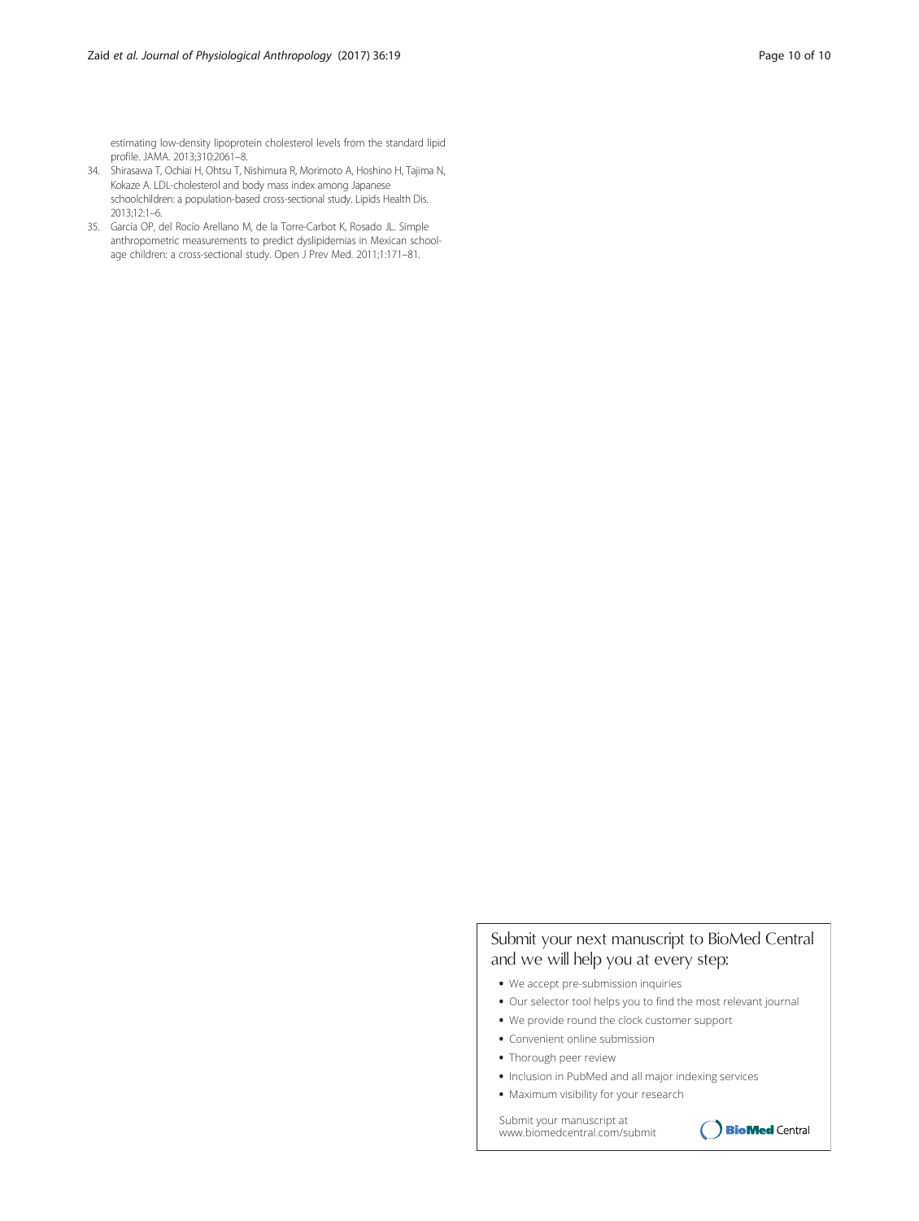estimating low-density lipoprotein cholesterol levels from the standard lipid profile. JAMA. 2013;310:2061–8.

34. Shirasawa T, Ochiai H, Ohtsu T, Nishimura R, Morimoto A, Hoshino H, Tajima N, Kokaze A. LDL-cholesterol and body mass index among Japanese schoolchildren: a population-based cross-sectional study. Lipids Health Dis. 2013;12:1–6.
35. García OP, del Rocío Arellano M, de la Torre-Carbot K, Rosado JL. Simple anthropometric measurements to predict dyslipidemias in Mexican school-age children: a cross-sectional study. Open J Prev Med. 2011;1:171–81.

Submit your next manuscript to BioMed Central and we will help you at every step:

- We accept pre-submission inquiries
- Our selector tool helps you to find the most relevant journal
- We provide round the clock customer support
- Convenient online submission
- Thorough peer review
- Inclusion in PubMed and all major indexing services
- Maximum visibility for your research

Submit your manuscript at www.biomedcentral.com/submit

BioMed Central